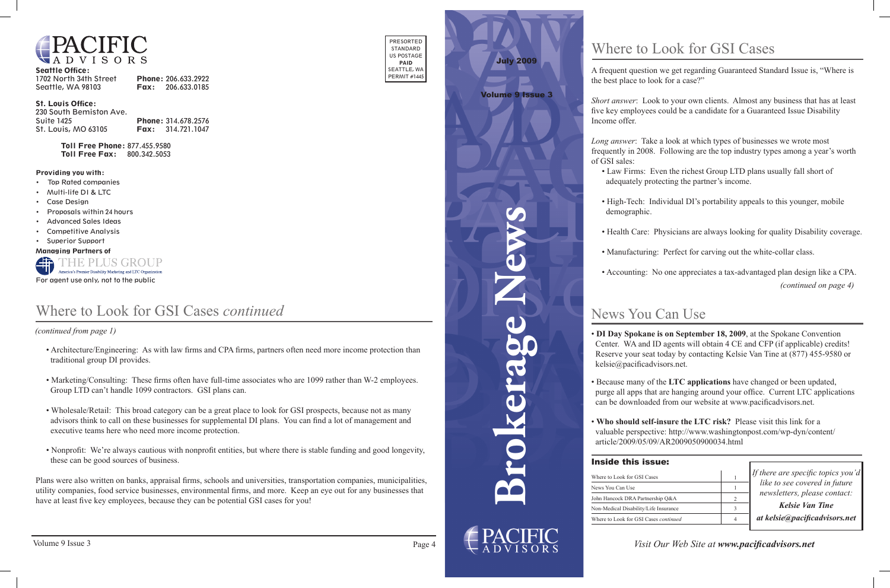# PACIFIC ADVISORS

**Seattle Office:**
1702 North 34th Street
Seattle, WA 98103
**Phone:** 206.633.2922
**Fax:** 206.633.0185

**St. Louis Office:**
230 South Bemiston Ave.
Suite 1425
St. Louis, MO 63105
**Phone:** 314.678.2576
**Fax:** 314.721.1047

**Toll Free Phone:** 877.455.9580
**Toll Free Fax:** 800.342.5053

**Providing you with:**

- Top Rated companies
- Multi-life DI & LTC
- Case Design
- Proposals within 24 hours
- Advanced Sales Ideas
- Competitive Analysis
- Superior Support

**Managing Partners of**
THE PLUS GROUP
America's Premier Disability Marketing and LTC Organization

For agent use only, not to the public

PRESORTED
STANDARD
US POSTAGE
**PAID**
SEATTLE, WA
PERMIT #1445

## Where to Look for GSI Cases *continued*

*(continued from page 1)*

- Architecture/Engineering: As with law firms and CPA firms, partners often need more income protection than traditional group DI provides.
- Marketing/Consulting: These firms often have full-time associates who are 1099 rather than W-2 employees. Group LTD can't handle 1099 contractors. GSI plans can.
- Wholesale/Retail: This broad category can be a great place to look for GSI prospects, because not as many advisors think to call on these businesses for supplemental DI plans. You can find a lot of management and executive teams here who need more income protection.
- Nonprofit: We're always cautious with nonprofit entities, but where there is stable funding and good longevity, these can be good sources of business.

Plans were also written on banks, appraisal firms, schools and universities, transportation companies, municipalities, utility companies, food service businesses, environmental firms, and more. Keep an eye out for any businesses that have at least five key employees, because they can be potential GSI cases for you!

**July 2009**

**Volume 9 Issue 3**

# Brokerage News

PACIFIC ADVISORS

## Where to Look for GSI Cases

A frequent question we get regarding Guaranteed Standard Issue is, "Where is the best place to look for a case?"

*Short answer*: Look to your own clients. Almost any business that has at least five key employees could be a candidate for a Guaranteed Issue Disability Income offer.

*Long answer*: Take a look at which types of businesses we wrote most frequently in 2008. Following are the top industry types among a year's worth of GSI sales:

- Law Firms: Even the richest Group LTD plans usually fall short of adequately protecting the partner's income.
- High-Tech: Individual DI's portability appeals to this younger, mobile demographic.
- Health Care: Physicians are always looking for quality Disability coverage.
- Manufacturing: Perfect for carving out the white-collar class.
- Accounting: No one appreciates a tax-advantaged plan design like a CPA.

*(continued on page 4)*

## News You Can Use

- **DI Day Spokane is on September 18, 2009**, at the Spokane Convention Center. WA and ID agents will obtain 4 CE and CFP (if applicable) credits! Reserve your seat today by contacting Kelsie Van Tine at (877) 455-9580 or kelsie@pacificadvisors.net.
- Because many of the **LTC applications** have changed or been updated, purge all apps that are hanging around your office. Current LTC applications can be downloaded from our website at www.pacificadvisors.net.
- **Who should self-insure the LTC risk?** Please visit this link for a valuable perspective: http://www.washingtonpost.com/wp-dyn/content/article/2009/05/09/AR2009050900034.html

**Inside this issue:**

| | |
|---|---|
| Where to Look for GSI Cases | 1 |
| News You Can Use | 1 |
| John Hancock DRA Partnership Q&A | 2 |
| Non-Medical Disability/Life Insurance | 3 |
| Where to Look for GSI Cases *continued* | 4 |

*If there are specific topics you'd like to see covered in future newsletters, please contact:*
***Kelsie Van Tine***
***at kelsie@pacificadvisors.net***

*Visit Our Web Site at **www.pacificadvisors.net***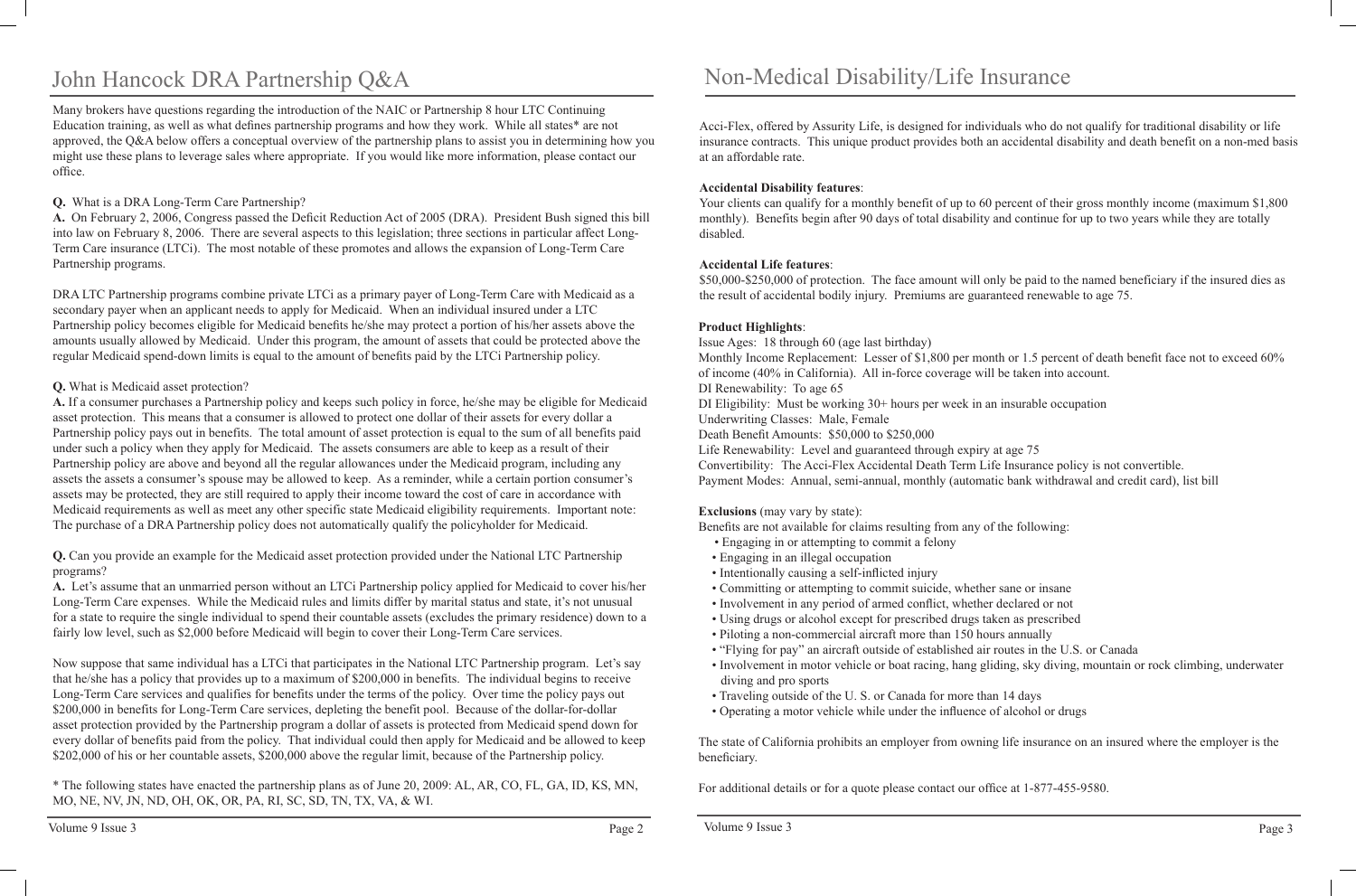# John Hancock DRA Partnership Q&A

Many brokers have questions regarding the introduction of the NAIC or Partnership 8 hour LTC Continuing Education training, as well as what defines partnership programs and how they work. While all states* are not approved, the Q&A below offers a conceptual overview of the partnership plans to assist you in determining how you might use these plans to leverage sales where appropriate. If you would like more information, please contact our office.

**Q.** What is a DRA Long-Term Care Partnership?

**A.** On February 2, 2006, Congress passed the Deficit Reduction Act of 2005 (DRA). President Bush signed this bill into law on February 8, 2006. There are several aspects to this legislation; three sections in particular affect Long-Term Care insurance (LTCi). The most notable of these promotes and allows the expansion of Long-Term Care Partnership programs.

DRA LTC Partnership programs combine private LTCi as a primary payer of Long-Term Care with Medicaid as a secondary payer when an applicant needs to apply for Medicaid. When an individual insured under a LTC Partnership policy becomes eligible for Medicaid benefits he/she may protect a portion of his/her assets above the amounts usually allowed by Medicaid. Under this program, the amount of assets that could be protected above the regular Medicaid spend-down limits is equal to the amount of benefits paid by the LTCi Partnership policy.

**Q.** What is Medicaid asset protection?

**A.** If a consumer purchases a Partnership policy and keeps such policy in force, he/she may be eligible for Medicaid asset protection. This means that a consumer is allowed to protect one dollar of their assets for every dollar a Partnership policy pays out in benefits. The total amount of asset protection is equal to the sum of all benefits paid under such a policy when they apply for Medicaid. The assets consumers are able to keep as a result of their Partnership policy are above and beyond all the regular allowances under the Medicaid program, including any assets the assets a consumer's spouse may be allowed to keep. As a reminder, while a certain portion consumer's assets may be protected, they are still required to apply their income toward the cost of care in accordance with Medicaid requirements as well as meet any other specific state Medicaid eligibility requirements. Important note: The purchase of a DRA Partnership policy does not automatically qualify the policyholder for Medicaid.

**Q.** Can you provide an example for the Medicaid asset protection provided under the National LTC Partnership programs?

**A.** Let's assume that an unmarried person without an LTCi Partnership policy applied for Medicaid to cover his/her Long-Term Care expenses. While the Medicaid rules and limits differ by marital status and state, it's not unusual for a state to require the single individual to spend their countable assets (excludes the primary residence) down to a fairly low level, such as $2,000 before Medicaid will begin to cover their Long-Term Care services.

Now suppose that same individual has a LTCi that participates in the National LTC Partnership program. Let's say that he/she has a policy that provides up to a maximum of $200,000 in benefits. The individual begins to receive Long-Term Care services and qualifies for benefits under the terms of the policy. Over time the policy pays out $200,000 in benefits for Long-Term Care services, depleting the benefit pool. Because of the dollar-for-dollar asset protection provided by the Partnership program a dollar of assets is protected from Medicaid spend down for every dollar of benefits paid from the policy. That individual could then apply for Medicaid and be allowed to keep $202,000 of his or her countable assets, $200,000 above the regular limit, because of the Partnership policy.

* The following states have enacted the partnership plans as of June 20, 2009: AL, AR, CO, FL, GA, ID, KS, MN, MO, NE, NV, JN, ND, OH, OK, OR, PA, RI, SC, SD, TN, TX, VA, & WI.

# Non-Medical Disability/Life Insurance

Acci-Flex, offered by Assurity Life, is designed for individuals who do not qualify for traditional disability or life insurance contracts. This unique product provides both an accidental disability and death benefit on a non-med basis at an affordable rate.

**Accidental Disability features**:

Your clients can qualify for a monthly benefit of up to 60 percent of their gross monthly income (maximum $1,800 monthly). Benefits begin after 90 days of total disability and continue for up to two years while they are totally disabled.

**Accidental Life features**:

$50,000-$250,000 of protection. The face amount will only be paid to the named beneficiary if the insured dies as the result of accidental bodily injury. Premiums are guaranteed renewable to age 75.

**Product Highlights**:

Issue Ages: 18 through 60 (age last birthday)
Monthly Income Replacement: Lesser of $1,800 per month or 1.5 percent of death benefit face not to exceed 60% of income (40% in California). All in-force coverage will be taken into account.
DI Renewability: To age 65
DI Eligibility: Must be working 30+ hours per week in an insurable occupation
Underwriting Classes: Male, Female
Death Benefit Amounts: $50,000 to $250,000
Life Renewability: Level and guaranteed through expiry at age 75
Convertibility: The Acci-Flex Accidental Death Term Life Insurance policy is not convertible.
Payment Modes: Annual, semi-annual, monthly (automatic bank withdrawal and credit card), list bill

**Exclusions** (may vary by state):

Benefits are not available for claims resulting from any of the following:

- Engaging in or attempting to commit a felony
- Engaging in an illegal occupation
- Intentionally causing a self-inflicted injury
- Committing or attempting to commit suicide, whether sane or insane
- Involvement in any period of armed conflict, whether declared or not
- Using drugs or alcohol except for prescribed drugs taken as prescribed
- Piloting a non-commercial aircraft more than 150 hours annually
- "Flying for pay" an aircraft outside of established air routes in the U.S. or Canada
- Involvement in motor vehicle or boat racing, hang gliding, sky diving, mountain or rock climbing, underwater diving and pro sports
- Traveling outside of the U. S. or Canada for more than 14 days
- Operating a motor vehicle while under the influence of alcohol or drugs

The state of California prohibits an employer from owning life insurance on an insured where the employer is the beneficiary.

For additional details or for a quote please contact our office at 1-877-455-9580.